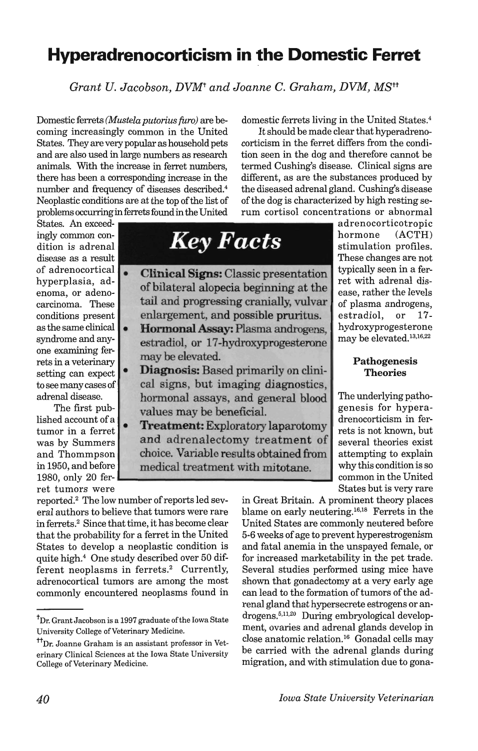# Hyperadrenocorticism in the Domestic Ferret

*Grant U. Jacobson, DVM*[†] *and Joanne C. Graham, DVM, MS*[††]

Domestic ferrets (*Mustela putorius furo*) are becoming increasingly common in the United States. They are very popular as household pets and are also used in large numbers as research animals. With the increase in ferret numbers, there has been a corresponding increase in the number and frequency of diseases described.[4] Neoplastic conditions are at the top of the list of problems occurring in ferrets found in the United States. An exceedingly common condition is adrenal disease as a result of adrenocortical hyperplasia, adenoma, or adenocarcinoma. These conditions present as the same clinical syndrome and anyone examining ferrets in a veterinary setting can expect to see many cases of adrenal disease.

The first published account of a tumor in a ferret was by Summers and Thommpson in 1950, and before 1980, only 20 ferret tumors were reported.[2] The low number of reports led several authors to believe that tumors were rare in ferrets.[2] Since that time, it has become clear that the probability for a ferret in the United States to develop a neoplastic condition is quite high.[4] One study described over 50 different neoplasms in ferrets.[2] Currently, adrenocortical tumors are among the most commonly encountered neoplasms found in domestic ferrets living in the United States.[4]

## Key Facts

- **Clinical Signs:** Classic presentation of bilateral alopecia beginning at the tail and progressing cranially, vulvar enlargement, and possible pruritus.
- **Hormonal Assay:** Plasma androgens, estradiol, or 17-hydroxyprogesterone may be elevated.
- **Diagnosis:** Based primarily on clinical signs, but imaging diagnostics, hormonal assays, and general blood values may be beneficial.
- **Treatment:** Exploratory laparotomy and adrenalectomy treatment of choice. Variable results obtained from medical treatment with mitotane.

It should be made clear that hyperadrenocorticism in the ferret differs from the condition seen in the dog and therefore cannot be termed Cushing's disease. Clinical signs are different, as are the substances produced by the diseased adrenal gland. Cushing's disease of the dog is characterized by high resting serum cortisol concentrations or abnormal adrenocorticotropic hormone (ACTH) stimulation profiles. These changes are not typically seen in a ferret with adrenal disease, rather the levels of plasma androgens, estradiol, or 17-hydroxyprogesterone may be elevated.[13,16,22]

### Pathogenesis Theories

The underlying pathogenesis for hyperadrenocorticism in ferrets is not known, but several theories exist attempting to explain why this condition is so common in the United States but is very rare in Great Britain. A prominent theory places blame on early neutering.[16,18] Ferrets in the United States are commonly neutered before 5-6 weeks of age to prevent hyperestrogenism and fatal anemia in the unspayed female, or for increased marketability in the pet trade. Several studies performed using mice have shown that gonadectomy at a very early age can lead to the formation of tumors of the adrenal gland that hypersecrete estrogens or androgens.[5,11,20] During embryological development, ovaries and adrenal glands develop in close anatomic relation.[16] Gonadal cells may be carried with the adrenal glands during migration, and with stimulation due to gona-

---

[†]Dr. Grant Jacobson is a 1997 graduate of the Iowa State University College of Veterinary Medicine.

[††]Dr. Joanne Graham is an assistant professor in Veterinary Clinical Sciences at the Iowa State University College of Veterinary Medicine.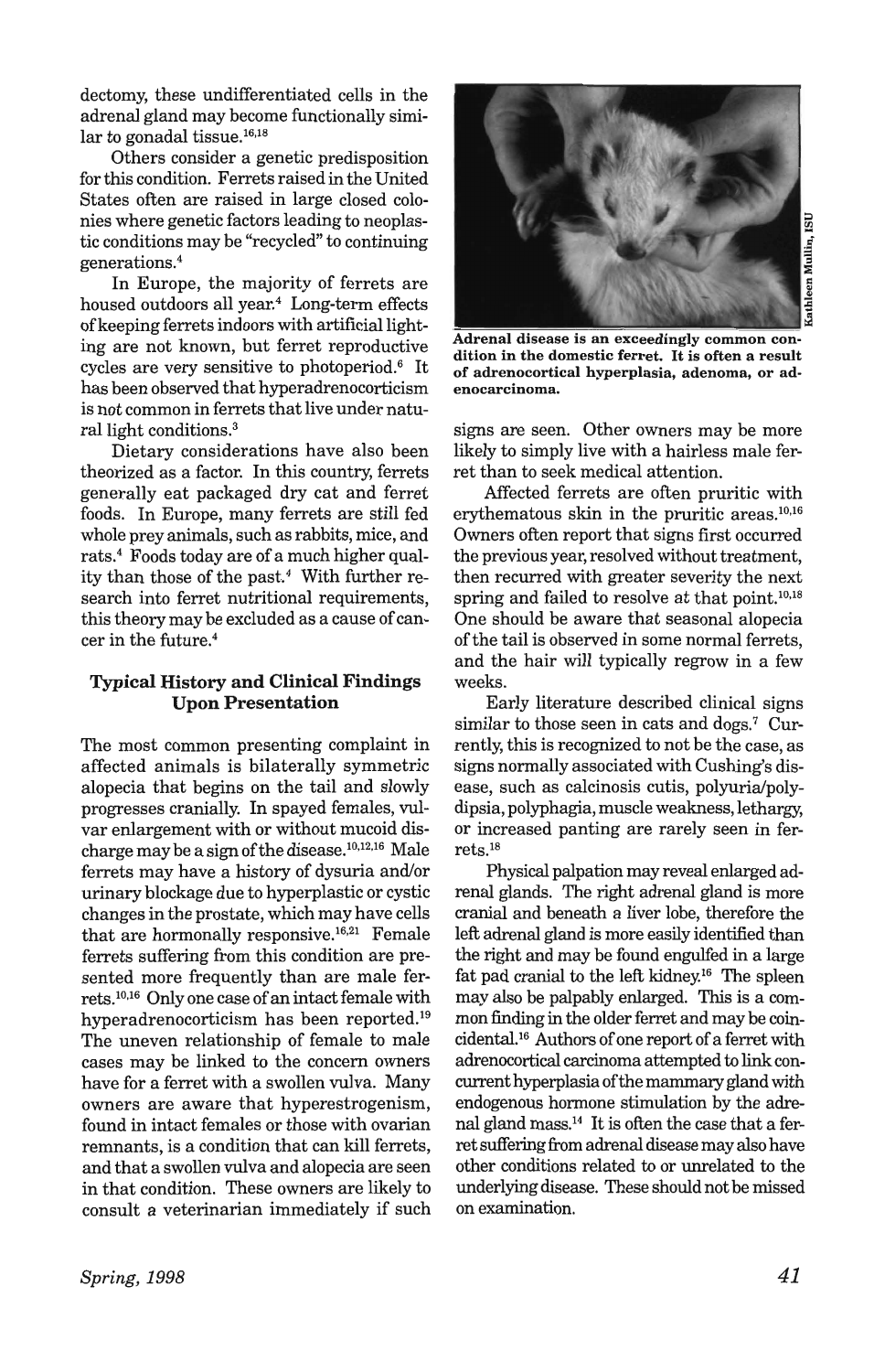dectomy, these undifferentiated cells in the adrenal gland may become functionally similar to gonadal tissue.[16,18]

Others consider a genetic predisposition for this condition. Ferrets raised in the United States often are raised in large closed colonies where genetic factors leading to neoplastic conditions may be "recycled" to continuing generations.[4]

In Europe, the majority of ferrets are housed outdoors all year.[4] Long-term effects of keeping ferrets indoors with artificial lighting are not known, but ferret reproductive cycles are very sensitive to photoperiod.[6] It has been observed that hyperadrenocorticism is not common in ferrets that live under natural light conditions.[3]

Dietary considerations have also been theorized as a factor. In this country, ferrets generally eat packaged dry cat and ferret foods. In Europe, many ferrets are still fed whole prey animals, such as rabbits, mice, and rats.[4] Foods today are of a much higher quality than those of the past.[4] With further research into ferret nutritional requirements, this theory may be excluded as a cause of cancer in the future.[4]

### Typical History and Clinical Findings Upon Presentation

The most common presenting complaint in affected animals is bilaterally symmetric alopecia that begins on the tail and slowly progresses cranially. In spayed females, vulvar enlargement with or without mucoid discharge may be a sign of the disease.[10,12,16] Male ferrets may have a history of dysuria and/or urinary blockage due to hyperplastic or cystic changes in the prostate, which may have cells that are hormonally responsive.[16,21] Female ferrets suffering from this condition are presented more frequently than are male ferrets.[10,16] Only one case of an intact female with hyperadrenocorticism has been reported.[19] The uneven relationship of female to male cases may be linked to the concern owners have for a ferret with a swollen vulva. Many owners are aware that hyperestrogenism, found in intact females or those with ovarian remnants, is a condition that can kill ferrets, and that a swollen vulva and alopecia are seen in that condition. These owners are likely to consult a veterinarian immediately if such signs are seen. Other owners may be more likely to simply live with a hairless male ferret than to seek medical attention.

Kathleen Mullin, ISU

**Adrenal disease is an exceedingly common condition in the domestic ferret. It is often a result of adrenocortical hyperplasia, adenoma, or adenocarcinoma.**

Affected ferrets are often pruritic with erythematous skin in the pruritic areas.[10,16] Owners often report that signs first occurred the previous year, resolved without treatment, then recurred with greater severity the next spring and failed to resolve at that point.[10,18] One should be aware that seasonal alopecia of the tail is observed in some normal ferrets, and the hair will typically regrow in a few weeks.

Early literature described clinical signs similar to those seen in cats and dogs.[7] Currently, this is recognized to not be the case, as signs normally associated with Cushing's disease, such as calcinosis cutis, polyuria/polydipsia, polyphagia, muscle weakness, lethargy, or increased panting are rarely seen in ferrets.[18]

Physical palpation may reveal enlarged adrenal glands. The right adrenal gland is more cranial and beneath a liver lobe, therefore the left adrenal gland is more easily identified than the right and may be found engulfed in a large fat pad cranial to the left kidney.[16] The spleen may also be palpably enlarged. This is a common finding in the older ferret and may be coincidental.[16] Authors of one report of a ferret with adrenocortical carcinoma attempted to link concurrent hyperplasia of the mammary gland with endogenous hormone stimulation by the adrenal gland mass.[14] It is often the case that a ferret suffering from adrenal disease may also have other conditions related to or unrelated to the underlying disease. These should not be missed on examination.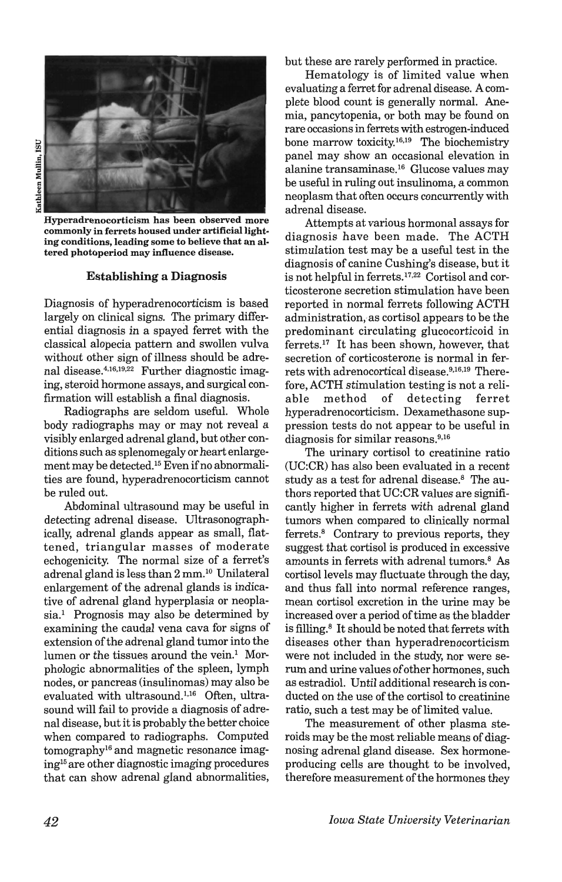Hyperadrenocorticism has been observed more commonly in ferrets housed under artificial lighting conditions, leading some to believe that an altered photoperiod may influence disease.

### Establishing a Diagnosis

Diagnosis of hyperadrenocorticism is based largely on clinical signs. The primary differential diagnosis in a spayed ferret with the classical alopecia pattern and swollen vulva without other sign of illness should be adrenal disease.[4,16,19,22] Further diagnostic imaging, steroid hormone assays, and surgical confirmation will establish a final diagnosis.

Radiographs are seldom useful. Whole body radiographs may or may not reveal a visibly enlarged adrenal gland, but other conditions such as splenomegaly or heart enlargement may be detected.[15] Even if no abnormalities are found, hyperadrenocorticism cannot be ruled out.

Abdominal ultrasound may be useful in detecting adrenal disease. Ultrasonographically, adrenal glands appear as small, flattened, triangular masses of moderate echogenicity. The normal size of a ferret's adrenal gland is less than 2 mm.[10] Unilateral enlargement of the adrenal glands is indicative of adrenal gland hyperplasia or neoplasia.[1] Prognosis may also be determined by examining the caudal vena cava for signs of extension of the adrenal gland tumor into the lumen or the tissues around the vein.[1] Morphologic abnormalities of the spleen, lymph nodes, or pancreas (insulinomas) may also be evaluated with ultrasound.[1,16] Often, ultrasound will fail to provide a diagnosis of adrenal disease, but it is probably the better choice when compared to radiographs. Computed tomography[16] and magnetic resonance imaging[15] are other diagnostic imaging procedures that can show adrenal gland abnormalities, but these are rarely performed in practice.

Hematology is of limited value when evaluating a ferret for adrenal disease. A complete blood count is generally normal. Anemia, pancytopenia, or both may be found on rare occasions in ferrets with estrogen-induced bone marrow toxicity.[16,19] The biochemistry panel may show an occasional elevation in alanine transaminase.[16] Glucose values may be useful in ruling out insulinoma, a common neoplasm that often occurs concurrently with adrenal disease.

Attempts at various hormonal assays for diagnosis have been made. The ACTH stimulation test may be a useful test in the diagnosis of canine Cushing's disease, but it is not helpful in ferrets.[17,22] Cortisol and corticosterone secretion stimulation have been reported in normal ferrets following ACTH administration, as cortisol appears to be the predominant circulating glucocorticoid in ferrets.[17] It has been shown, however, that secretion of corticosterone is normal in ferrets with adrenocortical disease.[9,16,19] Therefore, ACTH stimulation testing is not a reliable method of detecting ferret hyperadrenocorticism. Dexamethasone suppression tests do not appear to be useful in diagnosis for similar reasons.[9,16]

The urinary cortisol to creatinine ratio (UC:CR) has also been evaluated in a recent study as a test for adrenal disease.[8] The authors reported that UC:CR values are significantly higher in ferrets with adrenal gland tumors when compared to clinically normal ferrets.[8] Contrary to previous reports, they suggest that cortisol is produced in excessive amounts in ferrets with adrenal tumors.[8] As cortisol levels may fluctuate through the day, and thus fall into normal reference ranges, mean cortisol excretion in the urine may be increased over a period of time as the bladder is filling.[8] It should be noted that ferrets with diseases other than hyperadrenocorticism were not included in the study, nor were serum and urine values of other hormones, such as estradiol. Until additional research is conducted on the use of the cortisol to creatinine ratio, such a test may be of limited value.

The measurement of other plasma steroids may be the most reliable means of diagnosing adrenal gland disease. Sex hormone-producing cells are thought to be involved, therefore measurement of the hormones they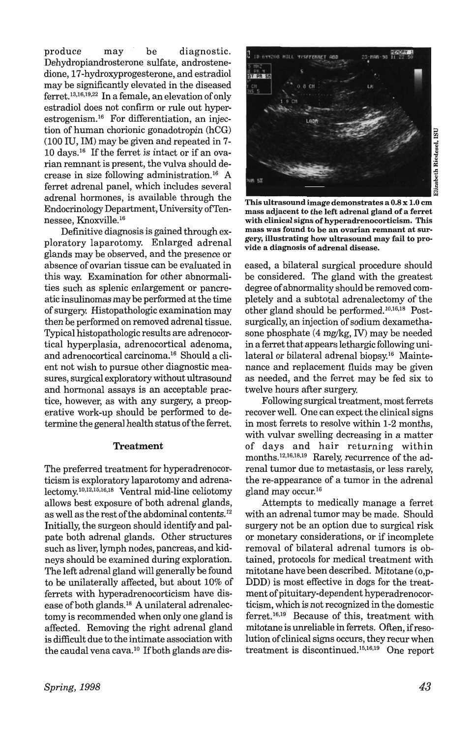produce may be diagnostic. Dehydropiandrosterone sulfate, androstenedione, 17-hydroxyprogesterone, and estradiol may be significantly elevated in the diseased ferret.[13,16,19,22] In a female, an elevation of only estradiol does not confirm or rule out hyperestrogenism.[16] For differentiation, an injection of human chorionic gonadotropin (hCG) (100 IU, IM) may be given and repeated in 7-10 days.[16] If the ferret is intact or if an ovarian remnant is present, the vulva should decrease in size following administration.[16] A ferret adrenal panel, which includes several adrenal hormones, is available through the Endocrinology Department, University of Tennessee, Knoxville.[16]

Definitive diagnosis is gained through exploratory laparotomy. Enlarged adrenal glands may be observed, and the presence or absence of ovarian tissue can be evaluated in this way. Examination for other abnormalities such as splenic enlargement or pancreatic insulinomas may be performed at the time of surgery. Histopathologic examination may then be performed on removed adrenal tissue. Typical histopathologic results are adrenocortical hyperplasia, adrenocortical adenoma, and adrenocortical carcinoma.[16] Should a client not wish to pursue other diagnostic measures, surgical exploratory without ultrasound and hormonal assays is an acceptable practice, however, as with any surgery, a preoperative work-up should be performed to determine the general health status of the ferret.

## Treatment

The preferred treatment for hyperadrenocorticism is exploratory laparotomy and adrenalectomy.[10,12,15,16,18] Ventral mid-line celiotomy allows best exposure of both adrenal glands, as well as the rest of the abdominal contents.[12] Initially, the surgeon should identify and palpate both adrenal glands. Other structures such as liver, lymph nodes, pancreas, and kidneys should be examined during exploration. The left adrenal gland will generally be found to be unilaterally affected, but about 10% of ferrets with hyperadrenocorticism have disease of both glands.[18] A unilateral adrenalectomy is recommended when only one gland is affected. Removing the right adrenal gland is difficult due to the intimate association with the caudal vena cava.[10] If both glands are diseased, a bilateral surgical procedure should be considered. The gland with the greatest degree of abnormality should be removed completely and a subtotal adrenalectomy of the other gland should be performed.[10,16,18] Post-surgically, an injection of sodium dexamethasone phosphate (4 mg/kg, IV) may be needed in a ferret that appears lethargic following unilateral or bilateral adrenal biopsy.[16] Maintenance and replacement fluids may be given as needed, and the ferret may be fed six to twelve hours after surgery.

This ultrasound image demonstrates a 0.8 x 1.0 cm mass adjacent to the left adrenal gland of a ferret with clinical signs of hyperadrenocorticism. This mass was found to be an ovarian remnant at surgery, illustrating how ultrasound may fail to provide a diagnosis of adrenal disease.

Following surgical treatment, most ferrets recover well. One can expect the clinical signs in most ferrets to resolve within 1-2 months, with vulvar swelling decreasing in a matter of days and hair returning within months.[12,16,18,19] Rarely, recurrence of the adrenal tumor due to metastasis, or less rarely, the re-appearance of a tumor in the adrenal gland may occur.[16]

Attempts to medically manage a ferret with an adrenal tumor may be made. Should surgery not be an option due to surgical risk or monetary considerations, or if incomplete removal of bilateral adrenal tumors is obtained, protocols for medical treatment with mitotane have been described. Mitotane (o,p-DDD) is most effective in dogs for the treatment of pituitary-dependent hyperadrenocorticism, which is not recognized in the domestic ferret.[16,19] Because of this, treatment with mitotane is unreliable in ferrets. Often, if resolution of clinical signs occurs, they recur when treatment is discontinued.[15,16,19] One report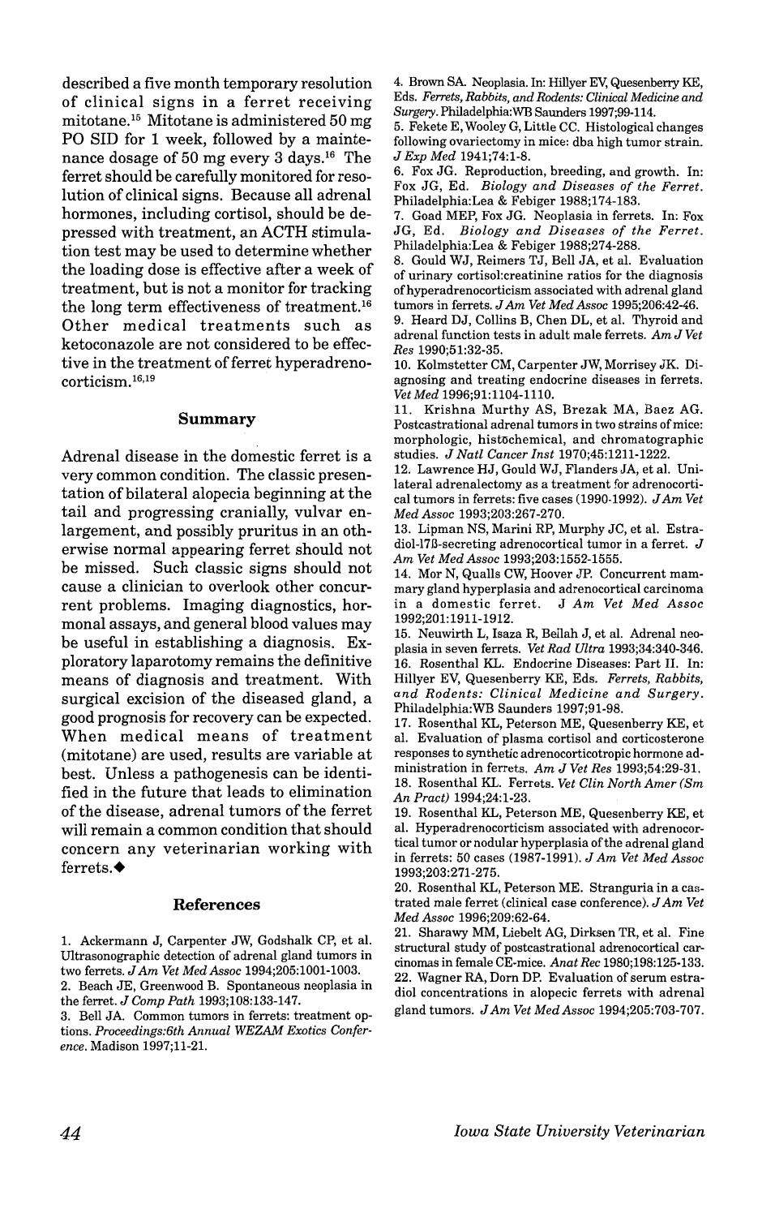described a five month temporary resolution of clinical signs in a ferret receiving mitotane.[15] Mitotane is administered 50 mg PO SID for 1 week, followed by a maintenance dosage of 50 mg every 3 days.[16] The ferret should be carefully monitored for resolution of clinical signs. Because all adrenal hormones, including cortisol, should be depressed with treatment, an ACTH stimulation test may be used to determine whether the loading dose is effective after a week of treatment, but is not a monitor for tracking the long term effectiveness of treatment.[16] Other medical treatments such as ketoconazole are not considered to be effective in the treatment of ferret hyperadrenocorticism.[16,19]

## Summary

Adrenal disease in the domestic ferret is a very common condition. The classic presentation of bilateral alopecia beginning at the tail and progressing cranially, vulvar enlargement, and possibly pruritus in an otherwise normal appearing ferret should not be missed. Such classic signs should not cause a clinician to overlook other concurrent problems. Imaging diagnostics, hormonal assays, and general blood values may be useful in establishing a diagnosis. Exploratory laparotomy remains the definitive means of diagnosis and treatment. With surgical excision of the diseased gland, a good prognosis for recovery can be expected. When medical means of treatment (mitotane) are used, results are variable at best. Unless a pathogenesis can be identified in the future that leads to elimination of the disease, adrenal tumors of the ferret will remain a common condition that should concern any veterinarian working with ferrets.◆

## References

1. Ackermann J, Carpenter JW, Godshalk CP, et al. Ultrasonographic detection of adrenal gland tumors in two ferrets. *J Am Vet Med Assoc* 1994;205:1001-1003.
2. Beach JE, Greenwood B. Spontaneous neoplasia in the ferret. *J Comp Path* 1993;108:133-147.
3. Bell JA. Common tumors in ferrets: treatment options. *Proceedings:6th Annual WEZAM Exotics Conference*. Madison 1997;11-21.
4. Brown SA. Neoplasia. In: Hillyer EV, Quesenberry KE, Eds. *Ferrets, Rabbits, and Rodents: Clinical Medicine and Surgery*. Philadelphia:WB Saunders 1997;99-114.
5. Fekete E, Wooley G, Little CC. Histological changes following ovariectomy in mice: dba high tumor strain. *J Exp Med* 1941;74:1-8.
6. Fox JG. Reproduction, breeding, and growth. In: Fox JG, Ed. *Biology and Diseases of the Ferret*. Philadelphia:Lea & Febiger 1988;174-183.
7. Goad MEP, Fox JG. Neoplasia in ferrets. In: Fox JG, Ed. *Biology and Diseases of the Ferret*. Philadelphia:Lea & Febiger 1988;274-288.
8. Gould WJ, Reimers TJ, Bell JA, et al. Evaluation of urinary cortisol:creatinine ratios for the diagnosis of hyperadrenocorticism associated with adrenal gland tumors in ferrets. *J Am Vet Med Assoc* 1995;206:42-46.
9. Heard DJ, Collins B, Chen DL, et al. Thyroid and adrenal function tests in adult male ferrets. *Am J Vet Res* 1990;51:32-35.
10. Kolmstetter CM, Carpenter JW, Morrisey JK. Diagnosing and treating endocrine diseases in ferrets. *Vet Med* 1996;91:1104-1110.
11. Krishna Murthy AS, Brezak MA, Baez AG. Postcastrational adrenal tumors in two strains of mice: morphologic, histochemical, and chromatographic studies. *J Natl Cancer Inst* 1970;45:1211-1222.
12. Lawrence HJ, Gould WJ, Flanders JA, et al. Unilateral adrenalectomy as a treatment for adrenocortical tumors in ferrets: five cases (1990-1992). *J Am Vet Med Assoc* 1993;203:267-270.
13. Lipman NS, Marini RP, Murphy JC, et al. Estradiol-17ß-secreting adrenocortical tumor in a ferret. *J Am Vet Med Assoc* 1993;203:1552-1555.
14. Mor N, Qualls CW, Hoover JP. Concurrent mammary gland hyperplasia and adrenocortical carcinoma in a domestic ferret. *J Am Vet Med Assoc* 1992;201:1911-1912.
15. Neuwirth L, Isaza R, Bellah J, et al. Adrenal neoplasia in seven ferrets. *Vet Rad Ultra* 1993;34:340-346.
16. Rosenthal KL. Endocrine Diseases: Part II. In: Hillyer EV, Quesenberry KE, Eds. *Ferrets, Rabbits, and Rodents: Clinical Medicine and Surgery*. Philadelphia:WB Saunders 1997;91-98.
17. Rosenthal KL, Peterson ME, Quesenberry KE, et al. Evaluation of plasma cortisol and corticosterone responses to synthetic adrenocorticotropic hormone administration in ferrets. *Am J Vet Res* 1993;54:29-31.
18. Rosenthal KL. Ferrets. *Vet Clin North Amer (Sm An Pract)* 1994;24:1-23.
19. Rosenthal KL, Peterson ME, Quesenberry KE, et al. Hyperadrenocorticism associated with adrenocortical tumor or nodular hyperplasia of the adrenal gland in ferrets: 50 cases (1987-1991). *J Am Vet Med Assoc* 1993;203:271-275.
20. Rosenthal KL, Peterson ME. Stranguria in a castrated male ferret (clinical case conference). *J Am Vet Med Assoc* 1996;209:62-64.
21. Sharawy MM, Liebelt AG, Dirksen TR, et al. Fine structural study of postcastrational adrenocortical carcinomas in female CE-mice. *Anat Rec* 1980;198:125-133.
22. Wagner RA, Dorn DP. Evaluation of serum estradiol concentrations in alopecic ferrets with adrenal gland tumors. *J Am Vet Med Assoc* 1994;205:703-707.